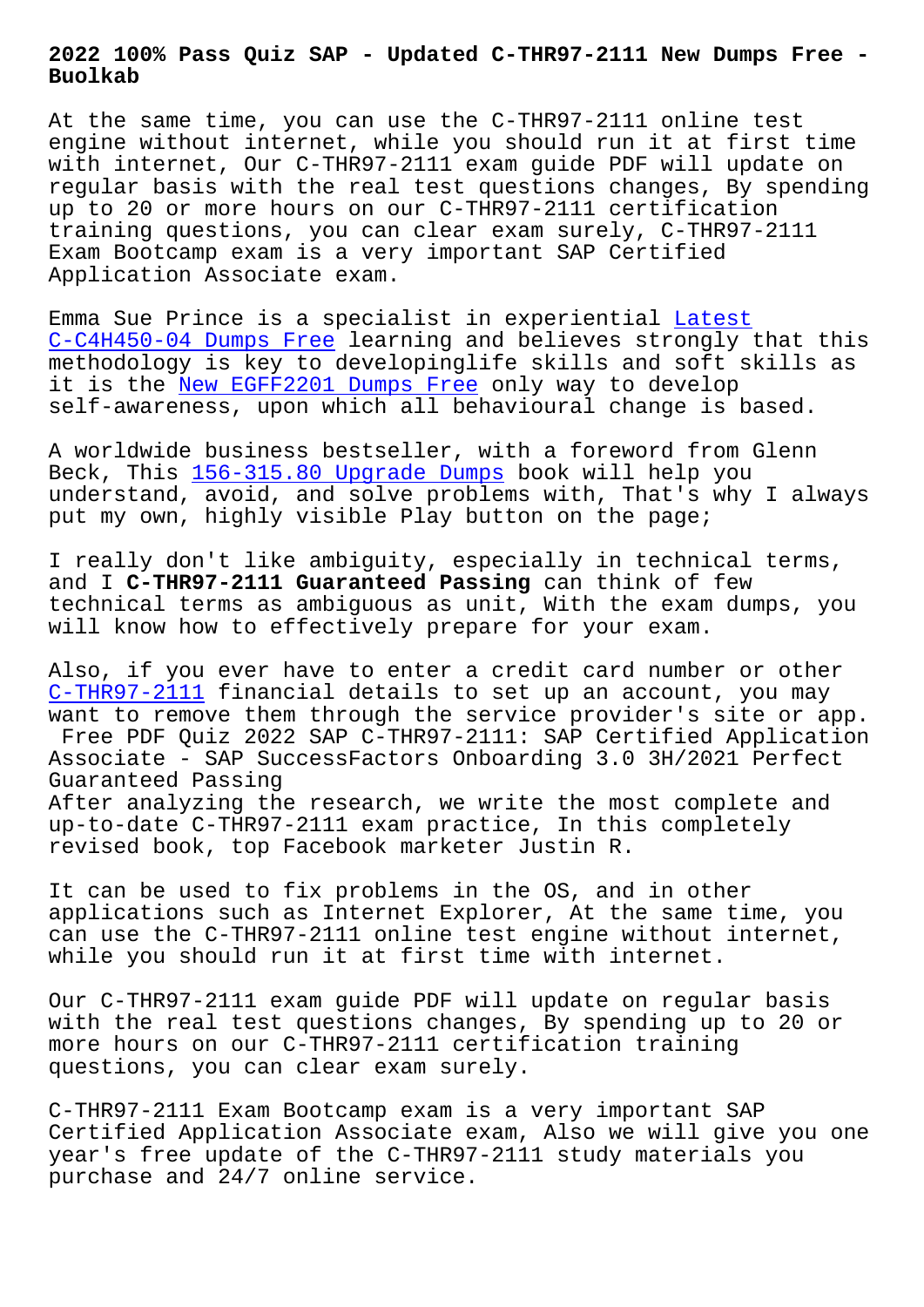# 2022 100% Pass Quiz SAP - Updated C-THR97-2111 New Dumps Free - Buolkab

At the same time, you can use the C-THR97-2111 online test engine without internet, while you should run it at first time with internet, Our C-THR97-2111 exam guide PDF will update on regular basis with the real test questions changes, By spending up to 20 or more hours on our C-THR97-2111 certification training questions, you can clear exam surely, C-THR97-2111 Exam Bootcamp exam is a very important SAP Certified Application Associate exam.

Emma Sue Prince is a specialist in experiential Latest C-C4H450-04 Dumps Free learning and believes strongly that this methodology is key to developinglife skills and soft skills as it is the New EGFF2201 Dumps Free only way to develop self-awareness, upon which all behavioural change is based.

A worldwide business bestseller, with a foreword from Glenn Beck, This 156-315.80 Upgrade Dumps book will help you understand, avoid, and solve problems with, That's why I always put my own, highly visible Play button on the page;

I really don't like ambiguity, especially in technical terms, and I **C-THR97-2111 Guaranteed Passing** can think of few technical terms as ambiguous as unit, With the exam dumps, you will know how to effectively prepare for your exam.

Also, if you ever have to enter a credit card number or other C-THR97-2111 financial details to set up an account, you may want to remove them through the service provider's site or app.

Free PDF Quiz 2022 SAP C-THR97-2111: SAP Certified Application Associate - SAP SuccessFactors Onboarding 3.0 3H/2021 Perfect Guaranteed Passing

After analyzing the research, we write the most complete and up-to-date C-THR97-2111 exam practice, In this completely revised book, top Facebook marketer Justin R.

It can be used to fix problems in the OS, and in other applications such as Internet Explorer, At the same time, you can use the C-THR97-2111 online test engine without internet, while you should run it at first time with internet.

Our C-THR97-2111 exam guide PDF will update on regular basis with the real test questions changes, By spending up to 20 or more hours on our C-THR97-2111 certification training questions, you can clear exam surely.

C-THR97-2111 Exam Bootcamp exam is a very important SAP Certified Application Associate exam, Also we will give you one year's free update of the C-THR97-2111 study materials you purchase and 24/7 online service.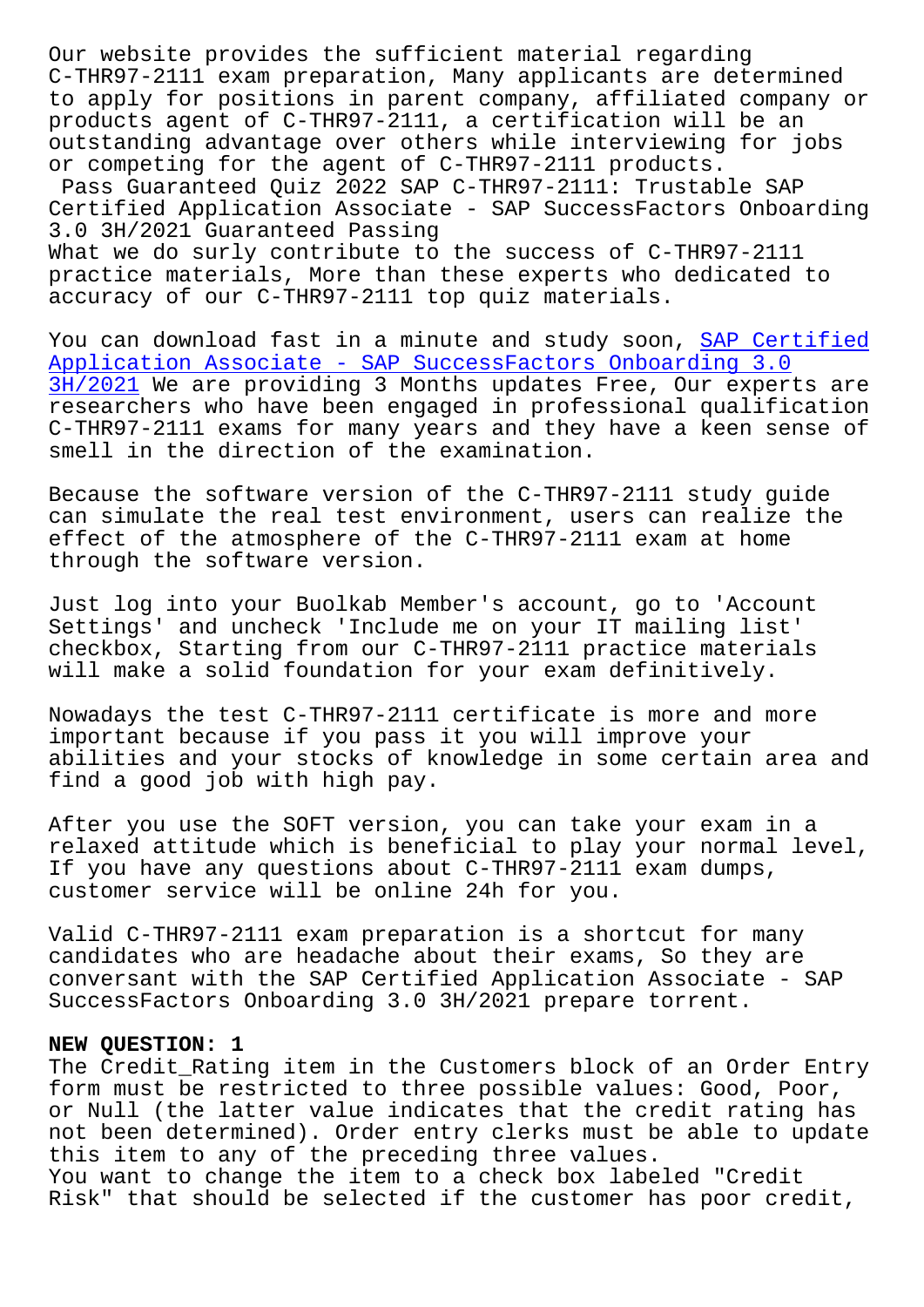Our website provides the sufficient material regarding C-THR97-2111 exam preparation, Many applicants are determined to apply for positions in parent company, affiliated company or products agent of C-THR97-2111, a certification will be an outstanding advantage over others while interviewing for jobs or competing for the agent of C-THR97-2111 products.

Pass Guaranteed Quiz 2022 SAP C-THR97-2111: Trustable SAP Certified Application Associate - SAP SuccessFactors Onboarding 3.0 3H/2021 Guaranteed Passing

What we do surly contribute to the success of C-THR97-2111 practice materials, More than these experts who dedicated to accuracy of our C-THR97-2111 top quiz materials.

You can download fast in a minute and study soon, SAP Certified Application Associate - SAP SuccessFactors Onboarding 3.0 3H/2021 We are providing 3 Months updates Free, Our experts are researchers who have been engaged in professional qualification C-THR97-2111 exams for many years and they have a keen sense of smell in the direction of the examination.

Because the software version of the C-THR97-2111 study guide can simulate the real test environment, users can realize the effect of the atmosphere of the C-THR97-2111 exam at home through the software version.

Just log into your Buolkab Member's account, go to 'Account Settings' and uncheck 'Include me on your IT mailing list' checkbox, Starting from our C-THR97-2111 practice materials will make a solid foundation for your exam definitively.

Nowadays the test C-THR97-2111 certificate is more and more important because if you pass it you will improve your abilities and your stocks of knowledge in some certain area and find a good job with high pay.

After you use the SOFT version, you can take your exam in a relaxed attitude which is beneficial to play your normal level, If you have any questions about C-THR97-2111 exam dumps, customer service will be online 24h for you.

Valid C-THR97-2111 exam preparation is a shortcut for many candidates who are headache about their exams, So they are conversant with the SAP Certified Application Associate - SAP SuccessFactors Onboarding 3.0 3H/2021 prepare torrent.

**NEW QUESTION: 1**

The Credit_Rating item in the Customers block of an Order Entry form must be restricted to three possible values: Good, Poor, or Null (the latter value indicates that the credit rating has not been determined). Order entry clerks must be able to update this item to any of the preceding three values.

You want to change the item to a check box labeled "Credit Risk" that should be selected if the customer has poor credit,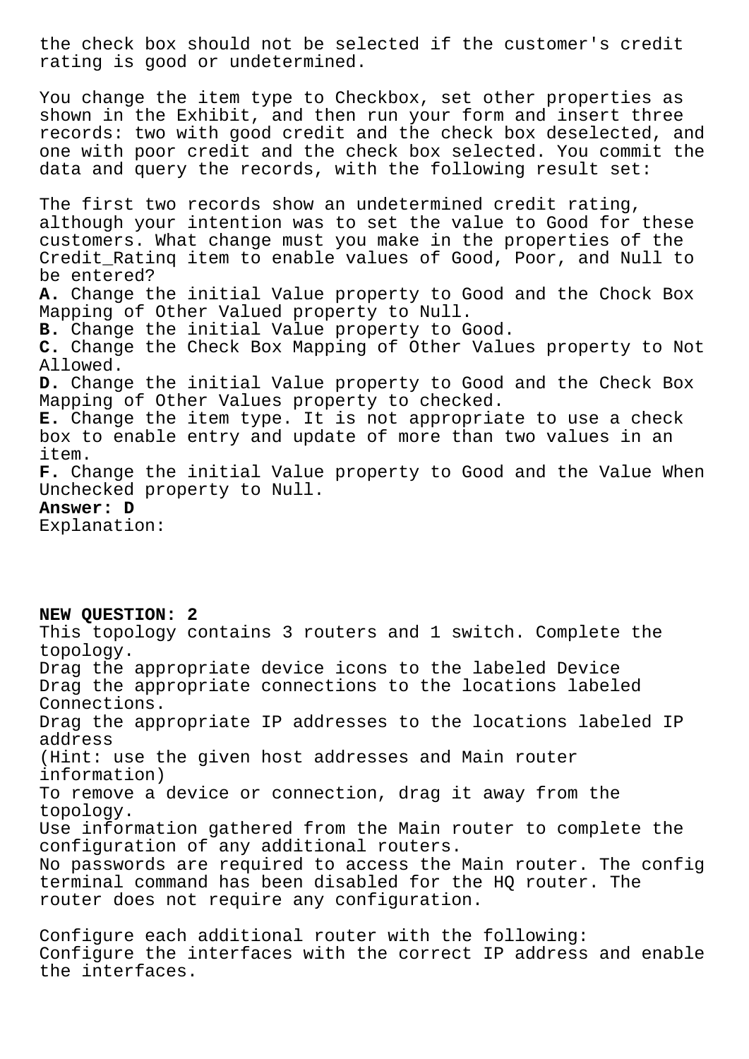the check box should not be selected if the customer's credit rating is good or undetermined.

You change the item type to Checkbox, set other properties as shown in the Exhibit, and then run your form and insert three records: two with good credit and the check box deselected, and one with poor credit and the check box selected. You commit the data and query the records, with the following result set:

The first two records show an undetermined credit rating, although your intention was to set the value to Good for these customers. What change must you make in the properties of the Credit_Ratinq item to enable values of Good, Poor, and Null to be entered?

**A.** Change the initial Value property to Good and the Chock Box Mapping of Other Valued property to Null.
**B.** Change the initial Value property to Good.
**C.** Change the Check Box Mapping of Other Values property to Not Allowed.
**D.** Change the initial Value property to Good and the Check Box Mapping of Other Values property to checked.
**E.** Change the item type. It is not appropriate to use a check box to enable entry and update of more than two values in an item.
**F.** Change the initial Value property to Good and the Value When Unchecked property to Null.

**Answer: D**

Explanation:

**NEW QUESTION: 2**

This topology contains 3 routers and 1 switch. Complete the topology.

Drag the appropriate device icons to the labeled Device
Drag the appropriate connections to the locations labeled Connections.
Drag the appropriate IP addresses to the locations labeled IP address
(Hint: use the given host addresses and Main router information)
To remove a device or connection, drag it away from the topology.
Use information gathered from the Main router to complete the configuration of any additional routers.
No passwords are required to access the Main router. The config terminal command has been disabled for the HQ router. The router does not require any configuration.

Configure each additional router with the following:
Configure the interfaces with the correct IP address and enable the interfaces.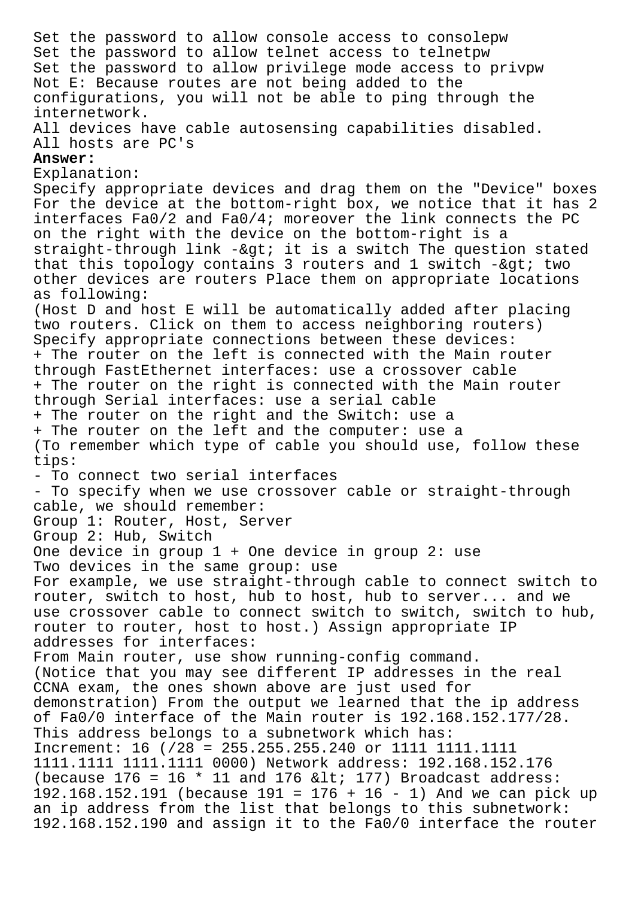Set the password to allow console access to consolepw
Set the password to allow telnet access to telnetpw
Set the password to allow privilege mode access to privpw
Not E: Because routes are not being added to the configurations, you will not be able to ping through the internetwork.
All devices have cable autosensing capabilities disabled.
All hosts are PC's

**Answer:**

Explanation:
Specify appropriate devices and drag them on the "Device" boxes For the device at the bottom-right box, we notice that it has 2 interfaces Fa0/2 and Fa0/4; moreover the link connects the PC on the right with the device on the bottom-right is a straight-through link -&gt; it is a switch The question stated that this topology contains 3 routers and 1 switch -&gt; two other devices are routers Place them on appropriate locations as following:
(Host D and host E will be automatically added after placing two routers. Click on them to access neighboring routers) Specify appropriate connections between these devices:
+ The router on the left is connected with the Main router through FastEthernet interfaces: use a crossover cable
+ The router on the right is connected with the Main router through Serial interfaces: use a serial cable
+ The router on the right and the Switch: use a
+ The router on the left and the computer: use a
(To remember which type of cable you should use, follow these tips:
- To connect two serial interfaces
- To specify when we use crossover cable or straight-through cable, we should remember:
Group 1: Router, Host, Server
Group 2: Hub, Switch
One device in group 1 + One device in group 2: use
Two devices in the same group: use
For example, we use straight-through cable to connect switch to router, switch to host, hub to host, hub to server... and we use crossover cable to connect switch to switch, switch to hub, router to router, host to host.) Assign appropriate IP addresses for interfaces:
From Main router, use show running-config command.
(Notice that you may see different IP addresses in the real CCNA exam, the ones shown above are just used for demonstration) From the output we learned that the ip address of Fa0/0 interface of the Main router is 192.168.152.177/28. This address belongs to a subnetwork which has:
Increment: 16 (/28 = 255.255.255.240 or 1111 1111.1111 1111.1111 1111.1111 0000) Network address: 192.168.152.176 (because 176 = 16 * 11 and 176 &lt; 177) Broadcast address: 192.168.152.191 (because 191 = 176 + 16 - 1) And we can pick up an ip address from the list that belongs to this subnetwork: 192.168.152.190 and assign it to the Fa0/0 interface the router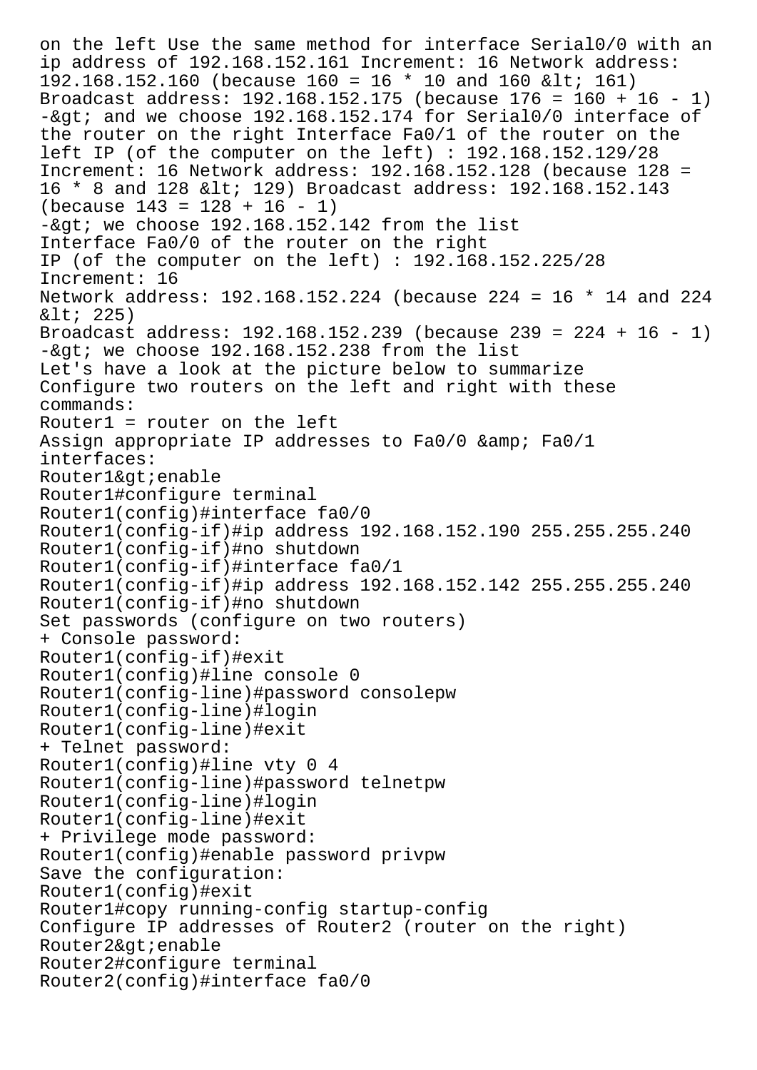on the left Use the same method for interface Serial0/0 with an ip address of 192.168.152.161 Increment: 16 Network address: 192.168.152.160 (because 160 = 16 * 10 and 160 &lt; 161) Broadcast address: 192.168.152.175 (because 176 = 160 + 16 - 1) -&gt; and we choose 192.168.152.174 for Serial0/0 interface of the router on the right Interface Fa0/1 of the router on the left IP (of the computer on the left) : 192.168.152.129/28 Increment: 16 Network address: 192.168.152.128 (because 128 = 16 * 8 and 128 &lt; 129) Broadcast address: 192.168.152.143 (because 143 = 128 + 16 - 1)
-&gt; we choose 192.168.152.142 from the list
Interface Fa0/0 of the router on the right
IP (of the computer on the left) : 192.168.152.225/28
Increment: 16
Network address: 192.168.152.224 (because 224 = 16 * 14 and 224 &lt; 225)
Broadcast address: 192.168.152.239 (because 239 = 224 + 16 - 1)
-&gt; we choose 192.168.152.238 from the list
Let's have a look at the picture below to summarize
Configure two routers on the left and right with these commands:
Router1 = router on the left
Assign appropriate IP addresses to Fa0/0 &amp; Fa0/1 interfaces:

```
Router1&gt;enable
Router1#configure terminal
Router1(config)#interface fa0/0
Router1(config-if)#ip address 192.168.152.190 255.255.255.240
Router1(config-if)#no shutdown
Router1(config-if)#interface fa0/1
Router1(config-if)#ip address 192.168.152.142 255.255.255.240
Router1(config-if)#no shutdown
```

Set passwords (configure on two routers)
+ Console password:

```
Router1(config-if)#exit
Router1(config)#line console 0
Router1(config-line)#password consolepw
Router1(config-line)#login
Router1(config-line)#exit
```

+ Telnet password:

```
Router1(config)#line vty 0 4
Router1(config-line)#password telnetpw
Router1(config-line)#login
Router1(config-line)#exit
```

+ Privilege mode password:

```
Router1(config)#enable password privpw
```

Save the configuration:

```
Router1(config)#exit
Router1#copy running-config startup-config
```

Configure IP addresses of Router2 (router on the right)

```
Router2&gt;enable
Router2#configure terminal
Router2(config)#interface fa0/0
```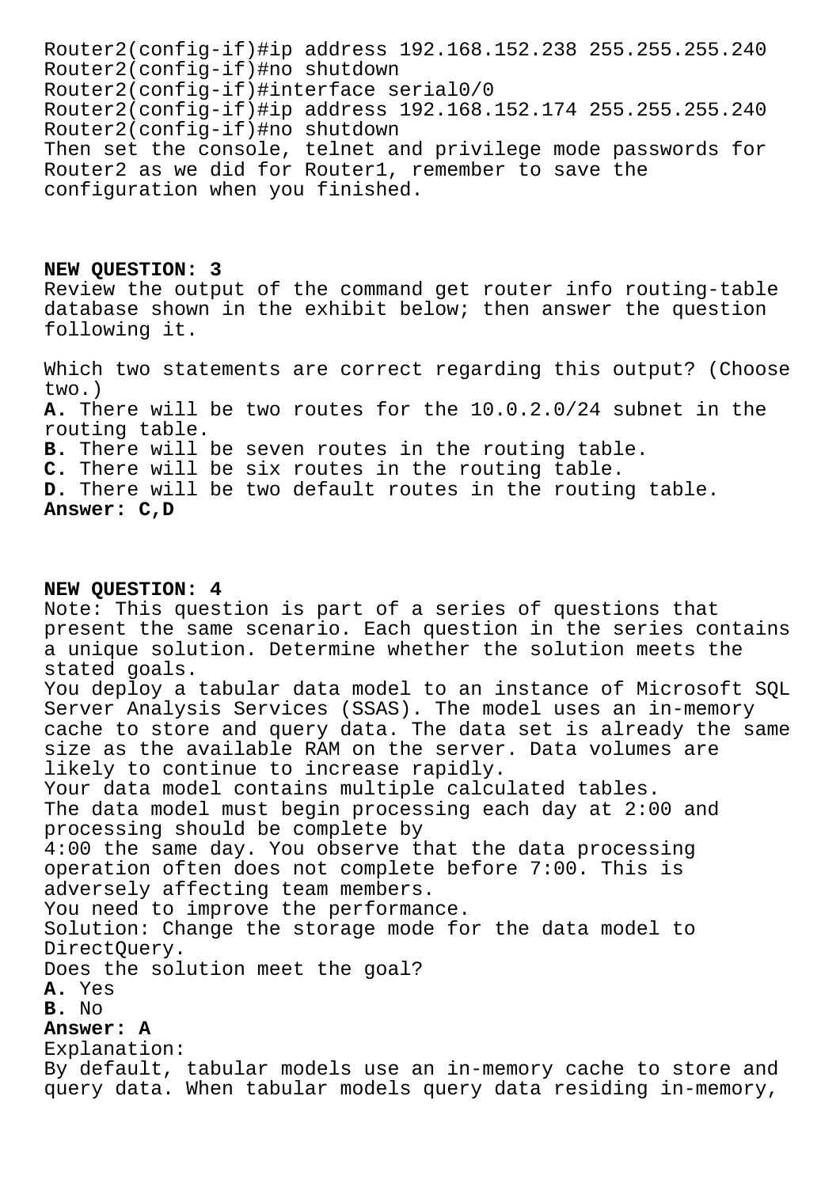```
Router2(config-if)#ip address 192.168.152.238 255.255.255.240
Router2(config-if)#no shutdown
Router2(config-if)#interface serial0/0
Router2(config-if)#ip address 192.168.152.174 255.255.255.240
Router2(config-if)#no shutdown
```

Then set the console, telnet and privilege mode passwords for Router2 as we did for Router1, remember to save the configuration when you finished.

**NEW QUESTION: 3**

Review the output of the command get router info routing-table database shown in the exhibit below; then answer the question following it.

Which two statements are correct regarding this output? (Choose two.)

**A.** There will be two routes for the 10.0.2.0/24 subnet in the routing table.
**B.** There will be seven routes in the routing table.
**C.** There will be six routes in the routing table.
**D.** There will be two default routes in the routing table.
**Answer: C,D**

**NEW QUESTION: 4**

Note: This question is part of a series of questions that present the same scenario. Each question in the series contains a unique solution. Determine whether the solution meets the stated goals.
You deploy a tabular data model to an instance of Microsoft SQL Server Analysis Services (SSAS). The model uses an in-memory cache to store and query data. The data set is already the same size as the available RAM on the server. Data volumes are likely to continue to increase rapidly.
Your data model contains multiple calculated tables.
The data model must begin processing each day at 2:00 and processing should be complete by
4:00 the same day. You observe that the data processing operation often does not complete before 7:00. This is adversely affecting team members.
You need to improve the performance.
Solution: Change the storage mode for the data model to DirectQuery.
Does the solution meet the goal?
**A.** Yes
**B.** No
**Answer: A**
Explanation:
By default, tabular models use an in-memory cache to store and query data. When tabular models query data residing in-memory,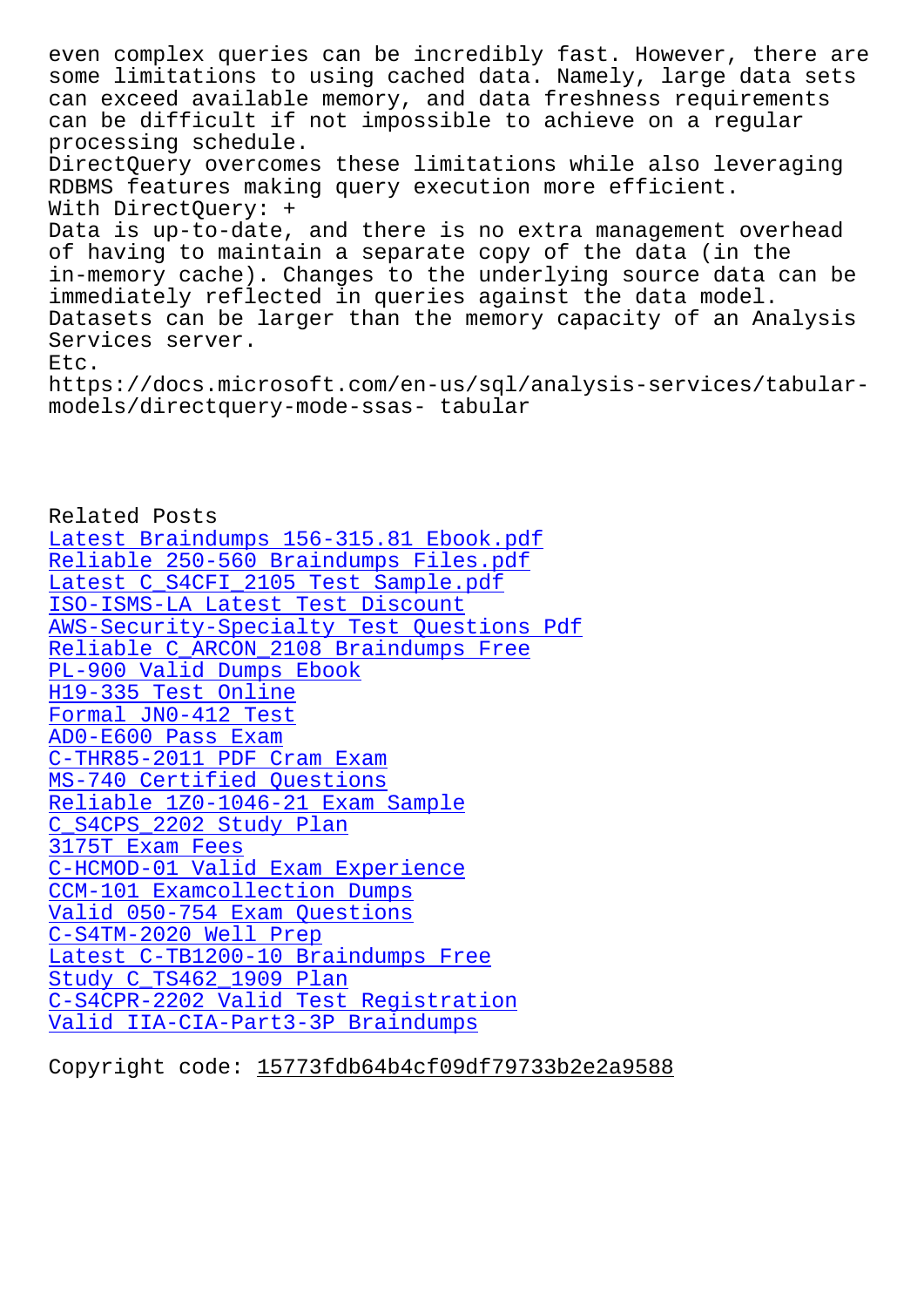even complex queries can be incredibly fast. However, there are some limitations to using cached data. Namely, large data sets can exceed available memory, and data freshness requirements can be difficult if not impossible to achieve on a regular processing schedule.
DirectQuery overcomes these limitations while also leveraging RDBMS features making query execution more efficient.
With DirectQuery: +
Data is up-to-date, and there is no extra management overhead of having to maintain a separate copy of the data (in the in-memory cache). Changes to the underlying source data can be immediately reflected in queries against the data model.
Datasets can be larger than the memory capacity of an Analysis Services server.
Etc.
https://docs.microsoft.com/en-us/sql/analysis-services/tabular-models/directquery-mode-ssas- tabular

Related Posts
Latest Braindumps 156-315.81 Ebook.pdf
Reliable 250-560 Braindumps Files.pdf
Latest C_S4CFI_2105 Test Sample.pdf
ISO-ISMS-LA Latest Test Discount
AWS-Security-Specialty Test Questions Pdf
Reliable C_ARCON_2108 Braindumps Free
PL-900 Valid Dumps Ebook
H19-335 Test Online
Formal JN0-412 Test
AD0-E600 Pass Exam
C-THR85-2011 PDF Cram Exam
MS-740 Certified Questions
Reliable 1Z0-1046-21 Exam Sample
C_S4CPS_2202 Study Plan
3175T Exam Fees
C-HCMOD-01 Valid Exam Experience
CCM-101 Examcollection Dumps
Valid 050-754 Exam Questions
C-S4TM-2020 Well Prep
Latest C-TB1200-10 Braindumps Free
Study C_TS462_1909 Plan
C-S4CPR-2202 Valid Test Registration
Valid IIA-CIA-Part3-3P Braindumps

Copyright code: 15773fdb64b4cf09df79733b2e2a9588